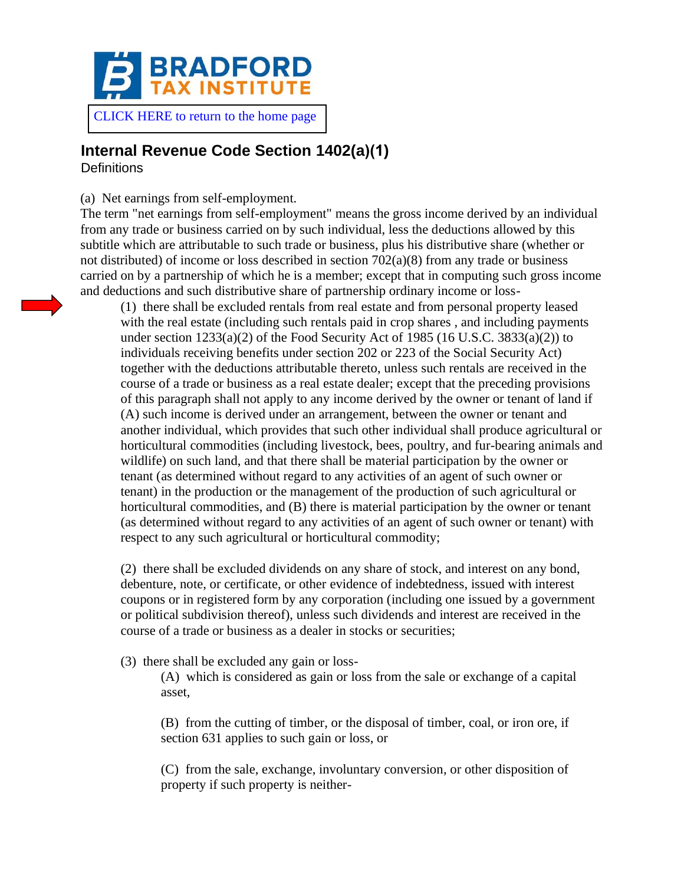**BRADFORD TAX INSTITUTE**

CLICK HERE to return to the home page

## Internal Revenue Code Section 1402(a)(1)

Definitions

(a) Net earnings from self-employment.

The term "net earnings from self-employment" means the gross income derived by an individual from any trade or business carried on by such individual, less the deductions allowed by this subtitle which are attributable to such trade or business, plus his distributive share (whether or not distributed) of income or loss described in section 702(a)(8) from any trade or business carried on by a partnership of which he is a member; except that in computing such gross income and deductions and such distributive share of partnership ordinary income or loss-

> (1) there shall be excluded rentals from real estate and from personal property leased with the real estate (including such rentals paid in crop shares , and including payments under section 1233(a)(2) of the Food Security Act of 1985 (16 U.S.C. 3833(a)(2)) to individuals receiving benefits under section 202 or 223 of the Social Security Act) together with the deductions attributable thereto, unless such rentals are received in the course of a trade or business as a real estate dealer; except that the preceding provisions of this paragraph shall not apply to any income derived by the owner or tenant of land if (A) such income is derived under an arrangement, between the owner or tenant and another individual, which provides that such other individual shall produce agricultural or horticultural commodities (including livestock, bees, poultry, and fur-bearing animals and wildlife) on such land, and that there shall be material participation by the owner or tenant (as determined without regard to any activities of an agent of such owner or tenant) in the production or the management of the production of such agricultural or horticultural commodities, and (B) there is material participation by the owner or tenant (as determined without regard to any activities of an agent of such owner or tenant) with respect to any such agricultural or horticultural commodity;
>
> (2) there shall be excluded dividends on any share of stock, and interest on any bond, debenture, note, or certificate, or other evidence of indebtedness, issued with interest coupons or in registered form by any corporation (including one issued by a government or political subdivision thereof), unless such dividends and interest are received in the course of a trade or business as a dealer in stocks or securities;
>
> (3) there shall be excluded any gain or loss-
>
> > (A) which is considered as gain or loss from the sale or exchange of a capital asset,
> >
> > (B) from the cutting of timber, or the disposal of timber, coal, or iron ore, if section 631 applies to such gain or loss, or
> >
> > (C) from the sale, exchange, involuntary conversion, or other disposition of property if such property is neither-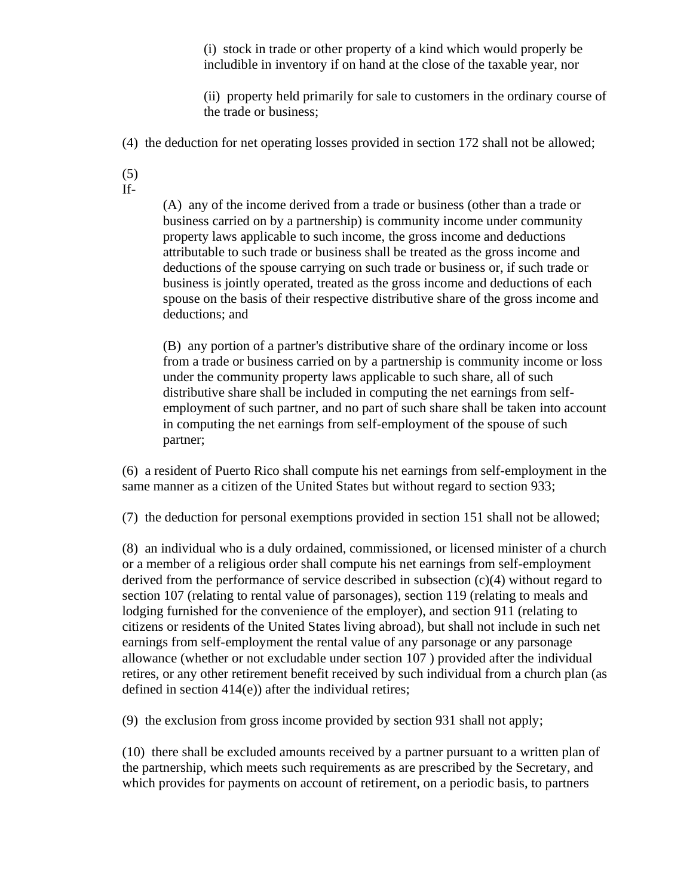(i) stock in trade or other property of a kind which would properly be includible in inventory if on hand at the close of the taxable year, nor

(ii) property held primarily for sale to customers in the ordinary course of the trade or business;

(4) the deduction for net operating losses provided in section 172 shall not be allowed;

(5)
If-

(A) any of the income derived from a trade or business (other than a trade or business carried on by a partnership) is community income under community property laws applicable to such income, the gross income and deductions attributable to such trade or business shall be treated as the gross income and deductions of the spouse carrying on such trade or business or, if such trade or business is jointly operated, treated as the gross income and deductions of each spouse on the basis of their respective distributive share of the gross income and deductions; and

(B) any portion of a partner's distributive share of the ordinary income or loss from a trade or business carried on by a partnership is community income or loss under the community property laws applicable to such share, all of such distributive share shall be included in computing the net earnings from self-employment of such partner, and no part of such share shall be taken into account in computing the net earnings from self-employment of the spouse of such partner;

(6) a resident of Puerto Rico shall compute his net earnings from self-employment in the same manner as a citizen of the United States but without regard to section 933;

(7) the deduction for personal exemptions provided in section 151 shall not be allowed;

(8) an individual who is a duly ordained, commissioned, or licensed minister of a church or a member of a religious order shall compute his net earnings from self-employment derived from the performance of service described in subsection (c)(4) without regard to section 107 (relating to rental value of parsonages), section 119 (relating to meals and lodging furnished for the convenience of the employer), and section 911 (relating to citizens or residents of the United States living abroad), but shall not include in such net earnings from self-employment the rental value of any parsonage or any parsonage allowance (whether or not excludable under section 107 ) provided after the individual retires, or any other retirement benefit received by such individual from a church plan (as defined in section 414(e)) after the individual retires;

(9) the exclusion from gross income provided by section 931 shall not apply;

(10) there shall be excluded amounts received by a partner pursuant to a written plan of the partnership, which meets such requirements as are prescribed by the Secretary, and which provides for payments on account of retirement, on a periodic basis, to partners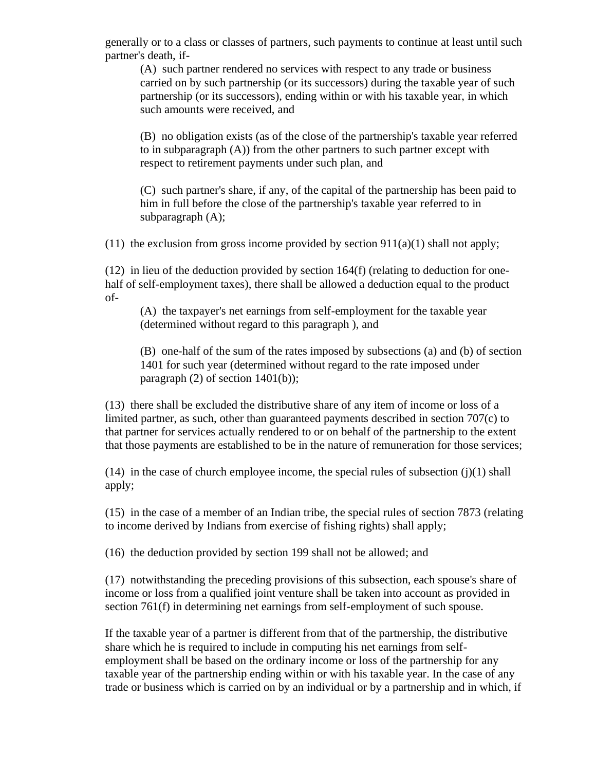generally or to a class or classes of partners, such payments to continue at least until such partner's death, if-

(A) such partner rendered no services with respect to any trade or business carried on by such partnership (or its successors) during the taxable year of such partnership (or its successors), ending within or with his taxable year, in which such amounts were received, and

(B) no obligation exists (as of the close of the partnership's taxable year referred to in subparagraph (A)) from the other partners to such partner except with respect to retirement payments under such plan, and

(C) such partner's share, if any, of the capital of the partnership has been paid to him in full before the close of the partnership's taxable year referred to in subparagraph (A);

(11) the exclusion from gross income provided by section 911(a)(1) shall not apply;

(12) in lieu of the deduction provided by section 164(f) (relating to deduction for one-half of self-employment taxes), there shall be allowed a deduction equal to the product of-

(A) the taxpayer's net earnings from self-employment for the taxable year (determined without regard to this paragraph ), and

(B) one-half of the sum of the rates imposed by subsections (a) and (b) of section 1401 for such year (determined without regard to the rate imposed under paragraph (2) of section 1401(b));

(13) there shall be excluded the distributive share of any item of income or loss of a limited partner, as such, other than guaranteed payments described in section 707(c) to that partner for services actually rendered to or on behalf of the partnership to the extent that those payments are established to be in the nature of remuneration for those services;

(14) in the case of church employee income, the special rules of subsection (j)(1) shall apply;

(15) in the case of a member of an Indian tribe, the special rules of section 7873 (relating to income derived by Indians from exercise of fishing rights) shall apply;

(16) the deduction provided by section 199 shall not be allowed; and

(17) notwithstanding the preceding provisions of this subsection, each spouse's share of income or loss from a qualified joint venture shall be taken into account as provided in section 761(f) in determining net earnings from self-employment of such spouse.

If the taxable year of a partner is different from that of the partnership, the distributive share which he is required to include in computing his net earnings from self-employment shall be based on the ordinary income or loss of the partnership for any taxable year of the partnership ending within or with his taxable year. In the case of any trade or business which is carried on by an individual or by a partnership and in which, if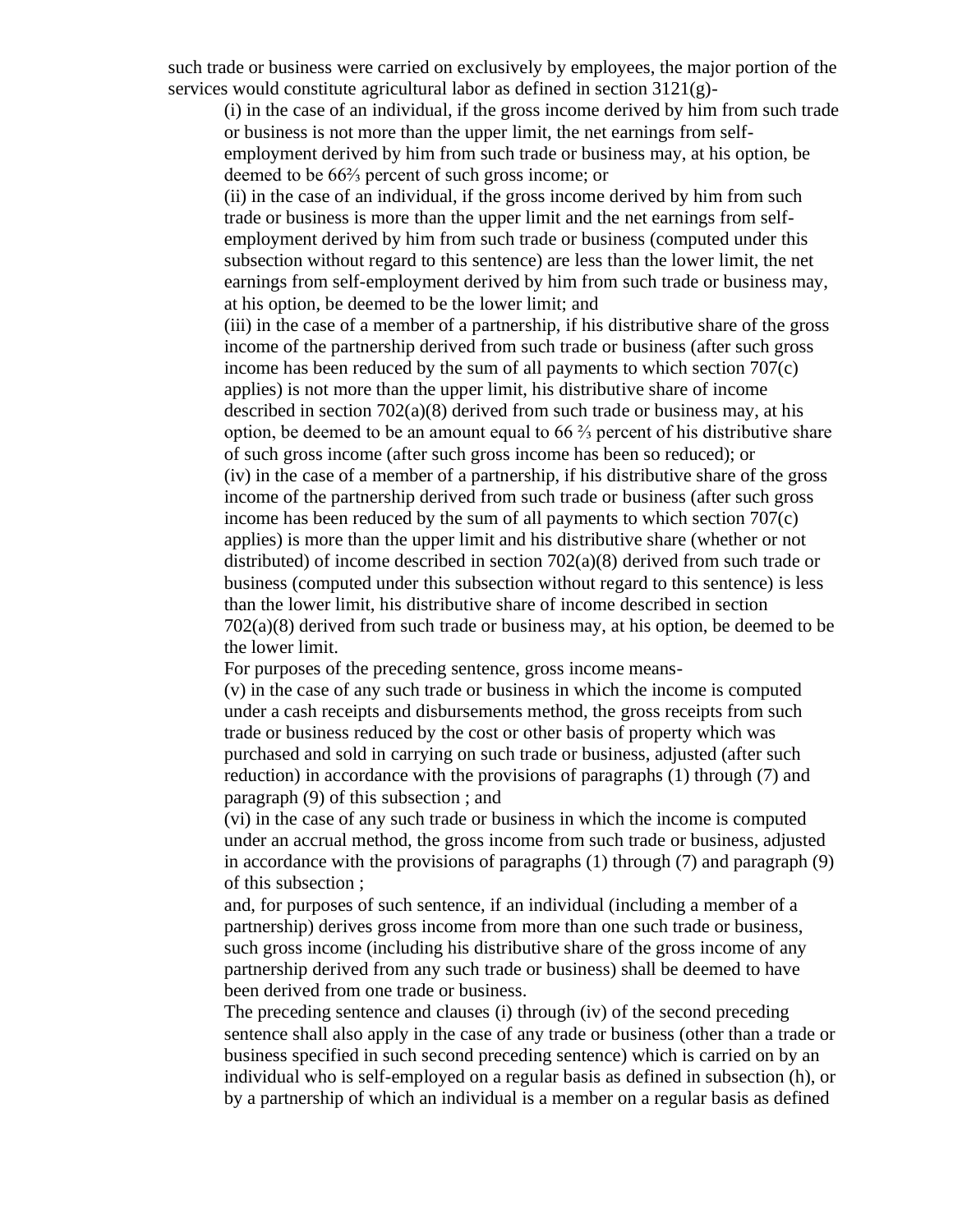such trade or business were carried on exclusively by employees, the major portion of the services would constitute agricultural labor as defined in section 3121(g)-

(i) in the case of an individual, if the gross income derived by him from such trade or business is not more than the upper limit, the net earnings from self-employment derived by him from such trade or business may, at his option, be deemed to be 66⅔ percent of such gross income; or

(ii) in the case of an individual, if the gross income derived by him from such trade or business is more than the upper limit and the net earnings from self-employment derived by him from such trade or business (computed under this subsection without regard to this sentence) are less than the lower limit, the net earnings from self-employment derived by him from such trade or business may, at his option, be deemed to be the lower limit; and

(iii) in the case of a member of a partnership, if his distributive share of the gross income of the partnership derived from such trade or business (after such gross income has been reduced by the sum of all payments to which section 707(c) applies) is not more than the upper limit, his distributive share of income described in section 702(a)(8) derived from such trade or business may, at his option, be deemed to be an amount equal to 66 ⅔ percent of his distributive share of such gross income (after such gross income has been so reduced); or

(iv) in the case of a member of a partnership, if his distributive share of the gross income of the partnership derived from such trade or business (after such gross income has been reduced by the sum of all payments to which section 707(c) applies) is more than the upper limit and his distributive share (whether or not distributed) of income described in section 702(a)(8) derived from such trade or business (computed under this subsection without regard to this sentence) is less than the lower limit, his distributive share of income described in section 702(a)(8) derived from such trade or business may, at his option, be deemed to be the lower limit.

For purposes of the preceding sentence, gross income means-

(v) in the case of any such trade or business in which the income is computed under a cash receipts and disbursements method, the gross receipts from such trade or business reduced by the cost or other basis of property which was purchased and sold in carrying on such trade or business, adjusted (after such reduction) in accordance with the provisions of paragraphs (1) through (7) and paragraph (9) of this subsection ; and

(vi) in the case of any such trade or business in which the income is computed under an accrual method, the gross income from such trade or business, adjusted in accordance with the provisions of paragraphs (1) through (7) and paragraph (9) of this subsection ;

and, for purposes of such sentence, if an individual (including a member of a partnership) derives gross income from more than one such trade or business, such gross income (including his distributive share of the gross income of any partnership derived from any such trade or business) shall be deemed to have been derived from one trade or business.

The preceding sentence and clauses (i) through (iv) of the second preceding sentence shall also apply in the case of any trade or business (other than a trade or business specified in such second preceding sentence) which is carried on by an individual who is self-employed on a regular basis as defined in subsection (h), or by a partnership of which an individual is a member on a regular basis as defined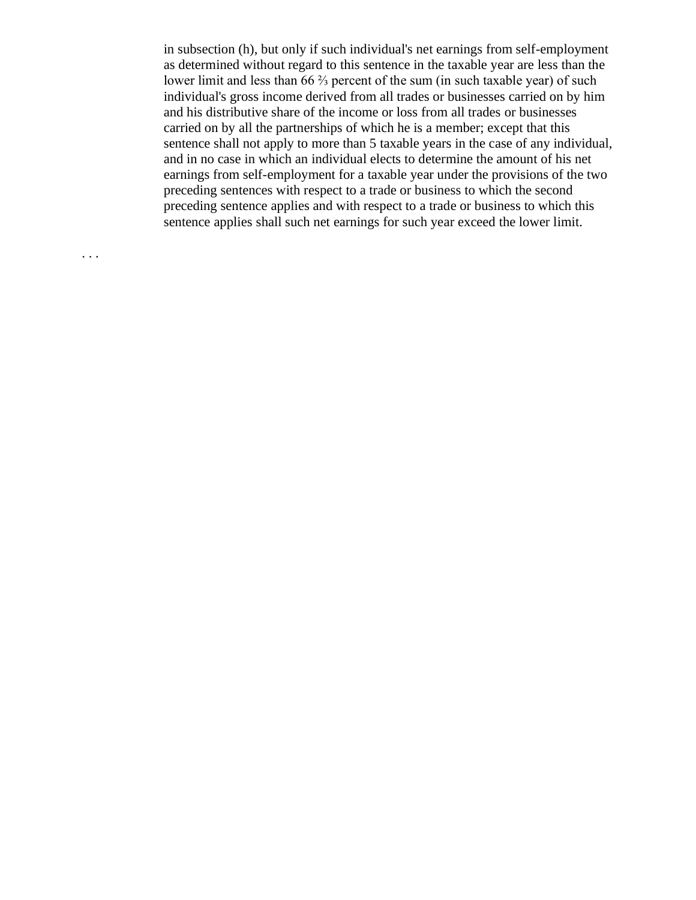in subsection (h), but only if such individual's net earnings from self-employment as determined without regard to this sentence in the taxable year are less than the lower limit and less than 66 ⅔ percent of the sum (in such taxable year) of such individual's gross income derived from all trades or businesses carried on by him and his distributive share of the income or loss from all trades or businesses carried on by all the partnerships of which he is a member; except that this sentence shall not apply to more than 5 taxable years in the case of any individual, and in no case in which an individual elects to determine the amount of his net earnings from self-employment for a taxable year under the provisions of the two preceding sentences with respect to a trade or business to which the second preceding sentence applies and with respect to a trade or business to which this sentence applies shall such net earnings for such year exceed the lower limit.

. . .